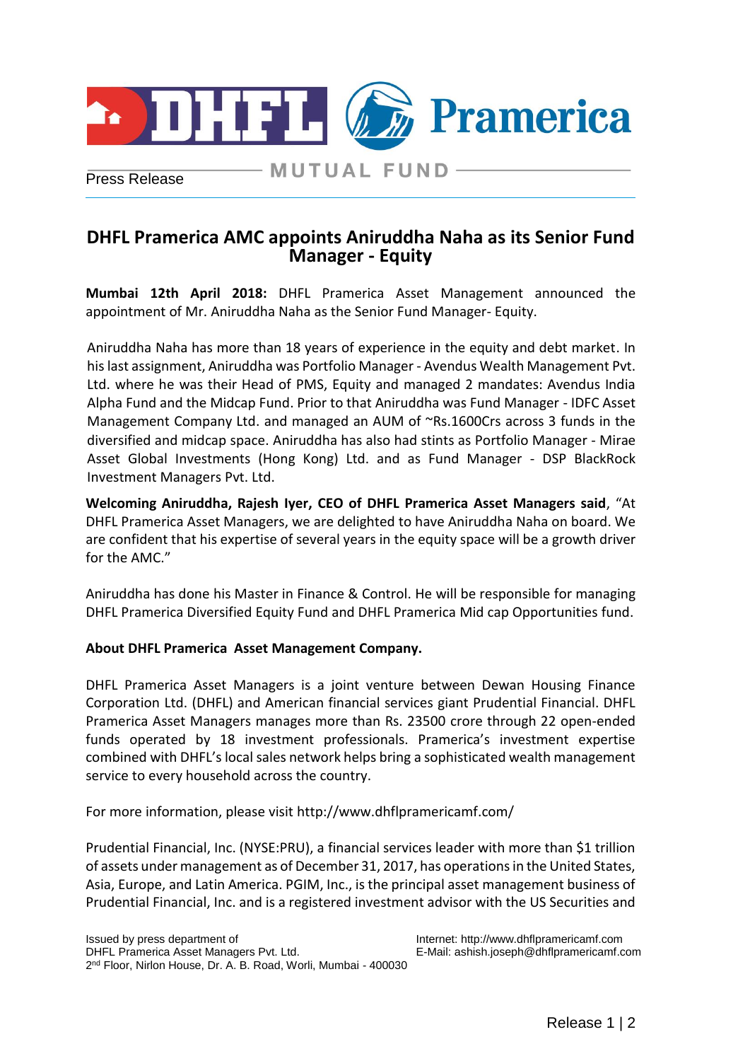Press Release

# DHFL Pramerica AMC appoints Aniruddha Naha as its Senior Fund Manager - Equity

**Mumbai 12th April 2018:** DHFL Pramerica Asset Management announced the appointment of Mr. Aniruddha Naha as the Senior Fund Manager- Equity.

Aniruddha Naha has more than 18 years of experience in the equity and debt market. In his last assignment, Aniruddha was Portfolio Manager - Avendus Wealth Management Pvt. Ltd. where he was their Head of PMS, Equity and managed 2 mandates: Avendus India Alpha Fund and the Midcap Fund. Prior to that Aniruddha was Fund Manager - IDFC Asset Management Company Ltd. and managed an AUM of ~Rs.1600Crs across 3 funds in the diversified and midcap space. Aniruddha has also had stints as Portfolio Manager - Mirae Asset Global Investments (Hong Kong) Ltd. and as Fund Manager - DSP BlackRock Investment Managers Pvt. Ltd.

**Welcoming Aniruddha, Rajesh Iyer, CEO of DHFL Pramerica Asset Managers said**, "At DHFL Pramerica Asset Managers, we are delighted to have Aniruddha Naha on board. We are confident that his expertise of several years in the equity space will be a growth driver for the AMC."

Aniruddha has done his Master in Finance & Control. He will be responsible for managing DHFL Pramerica Diversified Equity Fund and DHFL Pramerica Mid cap Opportunities fund.

**About DHFL Pramerica Asset Management Company.**

DHFL Pramerica Asset Managers is a joint venture between Dewan Housing Finance Corporation Ltd. (DHFL) and American financial services giant Prudential Financial. DHFL Pramerica Asset Managers manages more than Rs. 23500 crore through 22 open-ended funds operated by 18 investment professionals. Pramerica's investment expertise combined with DHFL's local sales network helps bring a sophisticated wealth management service to every household across the country.

For more information, please visit http://www.dhflpramericamf.com/

Prudential Financial, Inc. (NYSE:PRU), a financial services leader with more than $1 trillion of assets under management as of December 31, 2017, has operations in the United States, Asia, Europe, and Latin America. PGIM, Inc., is the principal asset management business of Prudential Financial, Inc. and is a registered investment advisor with the US Securities and

Issued by press department of
DHFL Pramerica Asset Managers Pvt. Ltd.
2nd Floor, Nirlon House, Dr. A. B. Road, Worli, Mumbai - 400030

Internet: http://www.dhflpramericamf.com
E-Mail: ashish.joseph@dhflpramericamf.com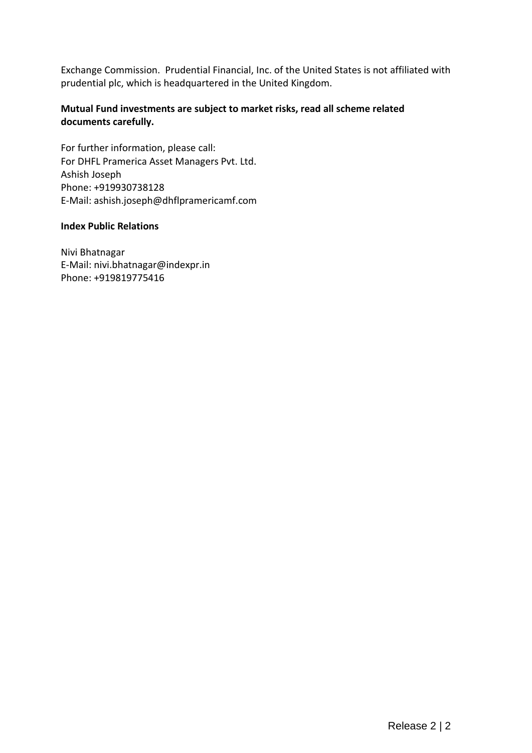Exchange Commission. Prudential Financial, Inc. of the United States is not affiliated with prudential plc, which is headquartered in the United Kingdom.

**Mutual Fund investments are subject to market risks, read all scheme related documents carefully.**

For further information, please call:
For DHFL Pramerica Asset Managers Pvt. Ltd.
Ashish Joseph
Phone: +919930738128
E-Mail: ashish.joseph@dhflpramericamf.com

**Index Public Relations**

Nivi Bhatnagar
E-Mail: nivi.bhatnagar@indexpr.in
Phone: +919819775416